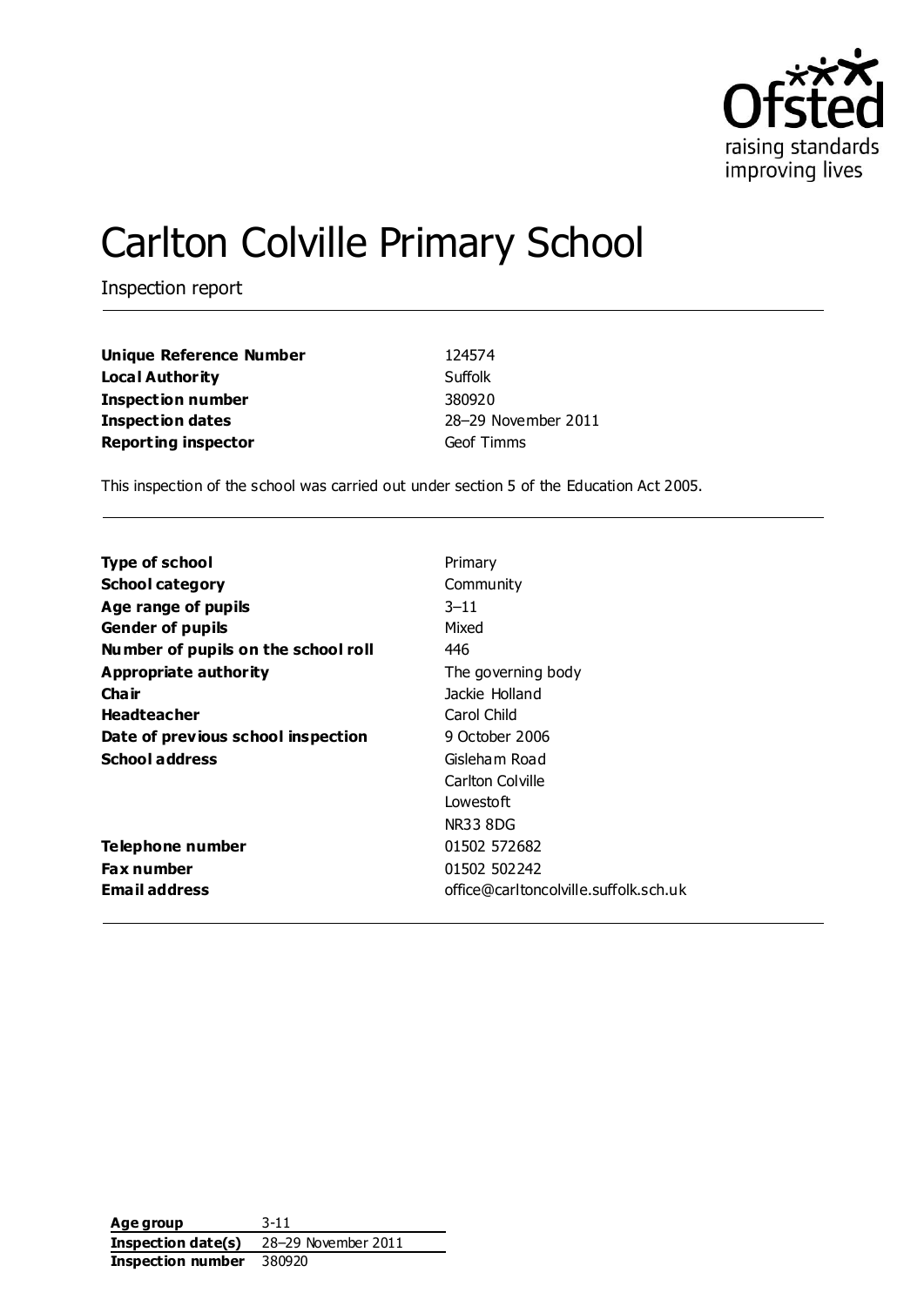# Carlton Colville Primary School

Inspection report

| | |
|---|---|
| **Unique Reference Number** | 124574 |
| **Local Authority** | Suffolk |
| **Inspection number** | 380920 |
| **Inspection dates** | 28–29 November 2011 |
| **Reporting inspector** | Geof Timms |

This inspection of the school was carried out under section 5 of the Education Act 2005.

| | |
|---|---|
| **Type of school** | Primary |
| **School category** | Community |
| **Age range of pupils** | 3–11 |
| **Gender of pupils** | Mixed |
| **Number of pupils on the school roll** | 446 |
| **Appropriate authority** | The governing body |
| **Chair** | Jackie Holland |
| **Headteacher** | Carol Child |
| **Date of previous school inspection** | 9 October 2006 |
| **School address** | Gisleham Road<br>Carlton Colville<br>Lowestoft<br>NR33 8DG |
| **Telephone number** | 01502 572682 |
| **Fax number** | 01502 502242 |
| **Email address** | office@carltoncolville.suffolk.sch.uk |

| | |
|---|---|
| **Age group** | 3-11 |
| **Inspection date(s)** | 28–29 November 2011 |
| **Inspection number** | 380920 |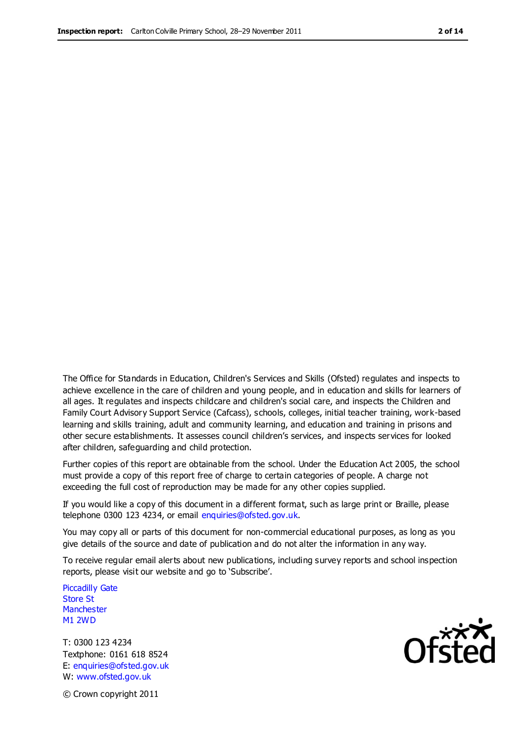The Office for Standards in Education, Children's Services and Skills (Ofsted) regulates and inspects to achieve excellence in the care of children and young people, and in education and skills for learners of all ages. It regulates and inspects childcare and children's social care, and inspects the Children and Family Court Advisory Support Service (Cafcass), schools, colleges, initial teacher training, work-based learning and skills training, adult and community learning, and education and training in prisons and other secure establishments. It assesses council children's services, and inspects services for looked after children, safeguarding and child protection.

Further copies of this report are obtainable from the school. Under the Education Act 2005, the school must provide a copy of this report free of charge to certain categories of people. A charge not exceeding the full cost of reproduction may be made for any other copies supplied.

If you would like a copy of this document in a different format, such as large print or Braille, please telephone 0300 123 4234, or email enquiries@ofsted.gov.uk.

You may copy all or parts of this document for non-commercial educational purposes, as long as you give details of the source and date of publication and do not alter the information in any way.

To receive regular email alerts about new publications, including survey reports and school inspection reports, please visit our website and go to 'Subscribe'.

Piccadilly Gate
Store St
Manchester
M1 2WD

T: 0300 123 4234
Textphone: 0161 618 8524
E: enquiries@ofsted.gov.uk
W: www.ofsted.gov.uk

© Crown copyright 2011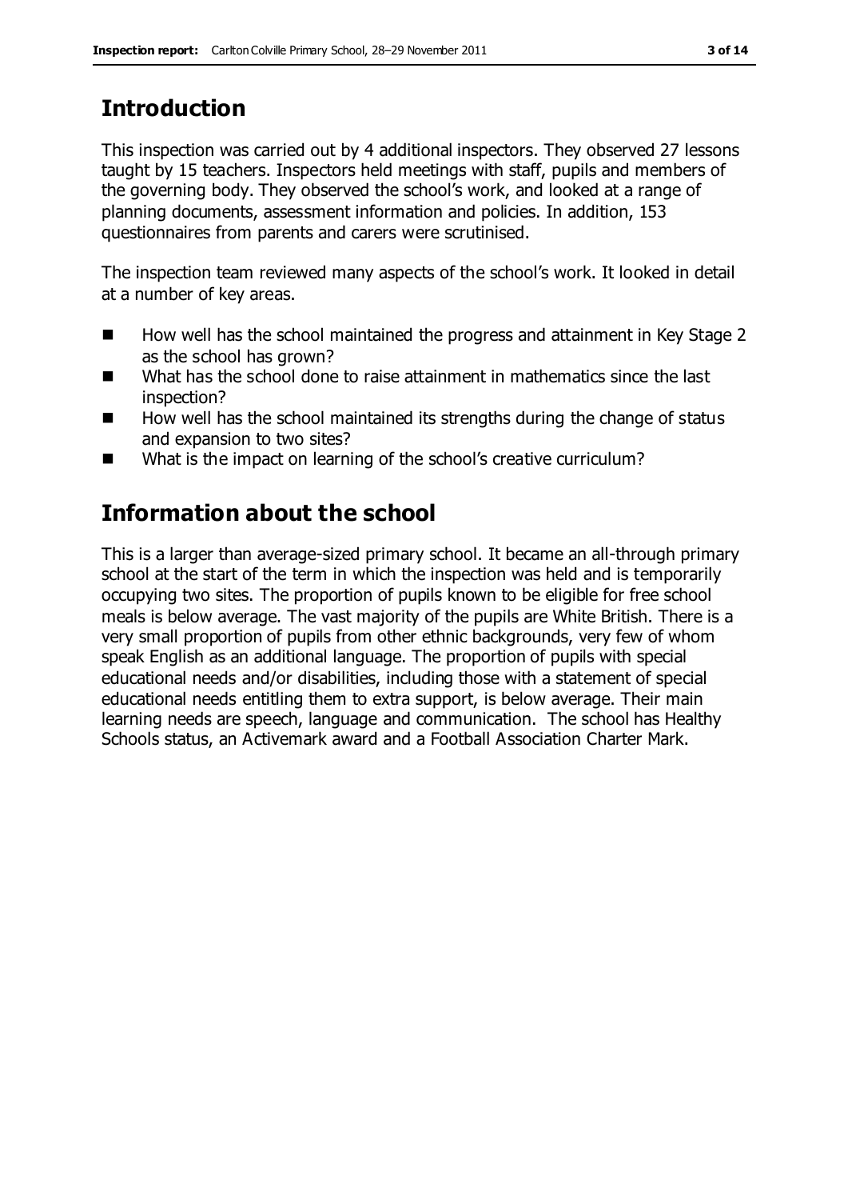## Introduction

This inspection was carried out by 4 additional inspectors. They observed 27 lessons taught by 15 teachers. Inspectors held meetings with staff, pupils and members of the governing body. They observed the school's work, and looked at a range of planning documents, assessment information and policies. In addition, 153 questionnaires from parents and carers were scrutinised.

The inspection team reviewed many aspects of the school's work. It looked in detail at a number of key areas.

- How well has the school maintained the progress and attainment in Key Stage 2 as the school has grown?
- What has the school done to raise attainment in mathematics since the last inspection?
- How well has the school maintained its strengths during the change of status and expansion to two sites?
- What is the impact on learning of the school's creative curriculum?

## Information about the school

This is a larger than average-sized primary school. It became an all-through primary school at the start of the term in which the inspection was held and is temporarily occupying two sites. The proportion of pupils known to be eligible for free school meals is below average. The vast majority of the pupils are White British. There is a very small proportion of pupils from other ethnic backgrounds, very few of whom speak English as an additional language. The proportion of pupils with special educational needs and/or disabilities, including those with a statement of special educational needs entitling them to extra support, is below average. Their main learning needs are speech, language and communication. The school has Healthy Schools status, an Activemark award and a Football Association Charter Mark.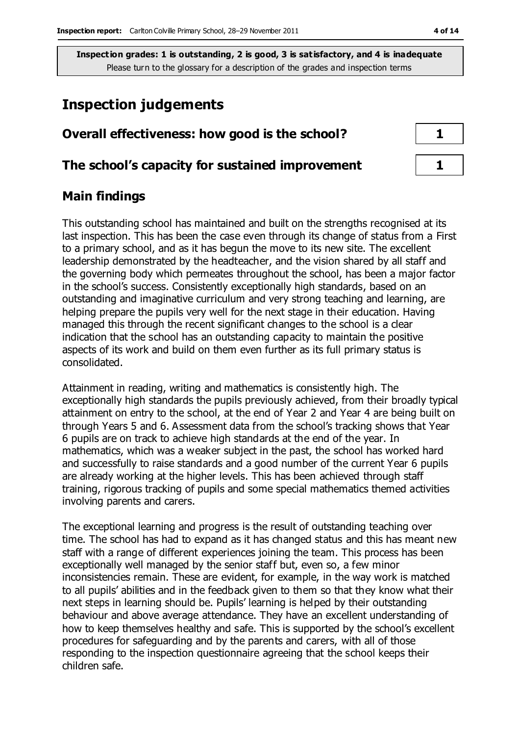**Inspection grades: 1 is outstanding, 2 is good, 3 is satisfactory, and 4 is inadequate**
Please turn to the glossary for a description of the grades and inspection terms

# Inspection judgements

| | |
|---|---|
| **Overall effectiveness: how good is the school?** | **1** |
| **The school's capacity for sustained improvement** | **1** |

## Main findings

This outstanding school has maintained and built on the strengths recognised at its last inspection. This has been the case even through its change of status from a First to a primary school, and as it has begun the move to its new site. The excellent leadership demonstrated by the headteacher, and the vision shared by all staff and the governing body which permeates throughout the school, has been a major factor in the school's success. Consistently exceptionally high standards, based on an outstanding and imaginative curriculum and very strong teaching and learning, are helping prepare the pupils very well for the next stage in their education. Having managed this through the recent significant changes to the school is a clear indication that the school has an outstanding capacity to maintain the positive aspects of its work and build on them even further as its full primary status is consolidated.

Attainment in reading, writing and mathematics is consistently high. The exceptionally high standards the pupils previously achieved, from their broadly typical attainment on entry to the school, at the end of Year 2 and Year 4 are being built on through Years 5 and 6. Assessment data from the school's tracking shows that Year 6 pupils are on track to achieve high standards at the end of the year. In mathematics, which was a weaker subject in the past, the school has worked hard and successfully to raise standards and a good number of the current Year 6 pupils are already working at the higher levels. This has been achieved through staff training, rigorous tracking of pupils and some special mathematics themed activities involving parents and carers.

The exceptional learning and progress is the result of outstanding teaching over time. The school has had to expand as it has changed status and this has meant new staff with a range of different experiences joining the team. This process has been exceptionally well managed by the senior staff but, even so, a few minor inconsistencies remain. These are evident, for example, in the way work is matched to all pupils' abilities and in the feedback given to them so that they know what their next steps in learning should be. Pupils' learning is helped by their outstanding behaviour and above average attendance. They have an excellent understanding of how to keep themselves healthy and safe. This is supported by the school's excellent procedures for safeguarding and by the parents and carers, with all of those responding to the inspection questionnaire agreeing that the school keeps their children safe.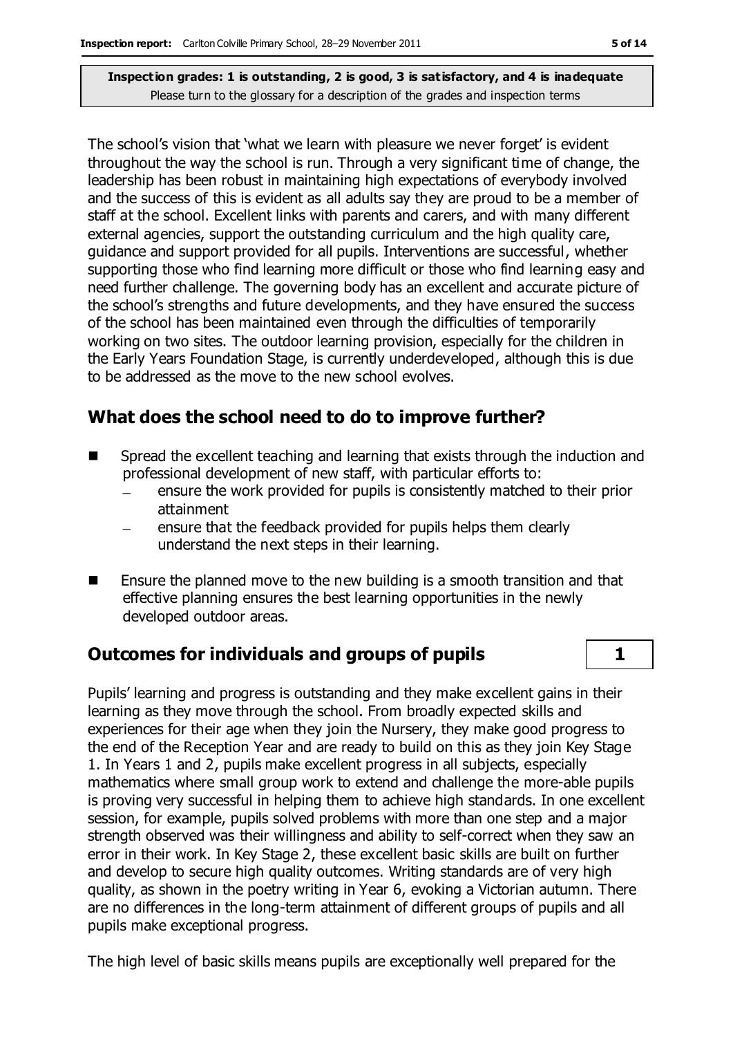**Inspection grades: 1 is outstanding, 2 is good, 3 is satisfactory, and 4 is inadequate**
Please turn to the glossary for a description of the grades and inspection terms

The school's vision that 'what we learn with pleasure we never forget' is evident throughout the way the school is run. Through a very significant time of change, the leadership has been robust in maintaining high expectations of everybody involved and the success of this is evident as all adults say they are proud to be a member of staff at the school. Excellent links with parents and carers, and with many different external agencies, support the outstanding curriculum and the high quality care, guidance and support provided for all pupils. Interventions are successful, whether supporting those who find learning more difficult or those who find learning easy and need further challenge. The governing body has an excellent and accurate picture of the school's strengths and future developments, and they have ensured the success of the school has been maintained even through the difficulties of temporarily working on two sites. The outdoor learning provision, especially for the children in the Early Years Foundation Stage, is currently underdeveloped, although this is due to be addressed as the move to the new school evolves.

## What does the school need to do to improve further?

- Spread the excellent teaching and learning that exists through the induction and professional development of new staff, with particular efforts to:
  - ensure the work provided for pupils is consistently matched to their prior attainment
  - ensure that the feedback provided for pupils helps them clearly understand the next steps in their learning.
- Ensure the planned move to the new building is a smooth transition and that effective planning ensures the best learning opportunities in the newly developed outdoor areas.

## Outcomes for individuals and groups of pupils — 1

Pupils' learning and progress is outstanding and they make excellent gains in their learning as they move through the school. From broadly expected skills and experiences for their age when they join the Nursery, they make good progress to the end of the Reception Year and are ready to build on this as they join Key Stage 1. In Years 1 and 2, pupils make excellent progress in all subjects, especially mathematics where small group work to extend and challenge the more-able pupils is proving very successful in helping them to achieve high standards. In one excellent session, for example, pupils solved problems with more than one step and a major strength observed was their willingness and ability to self-correct when they saw an error in their work. In Key Stage 2, these excellent basic skills are built on further and develop to secure high quality outcomes. Writing standards are of very high quality, as shown in the poetry writing in Year 6, evoking a Victorian autumn. There are no differences in the long-term attainment of different groups of pupils and all pupils make exceptional progress.

The high level of basic skills means pupils are exceptionally well prepared for the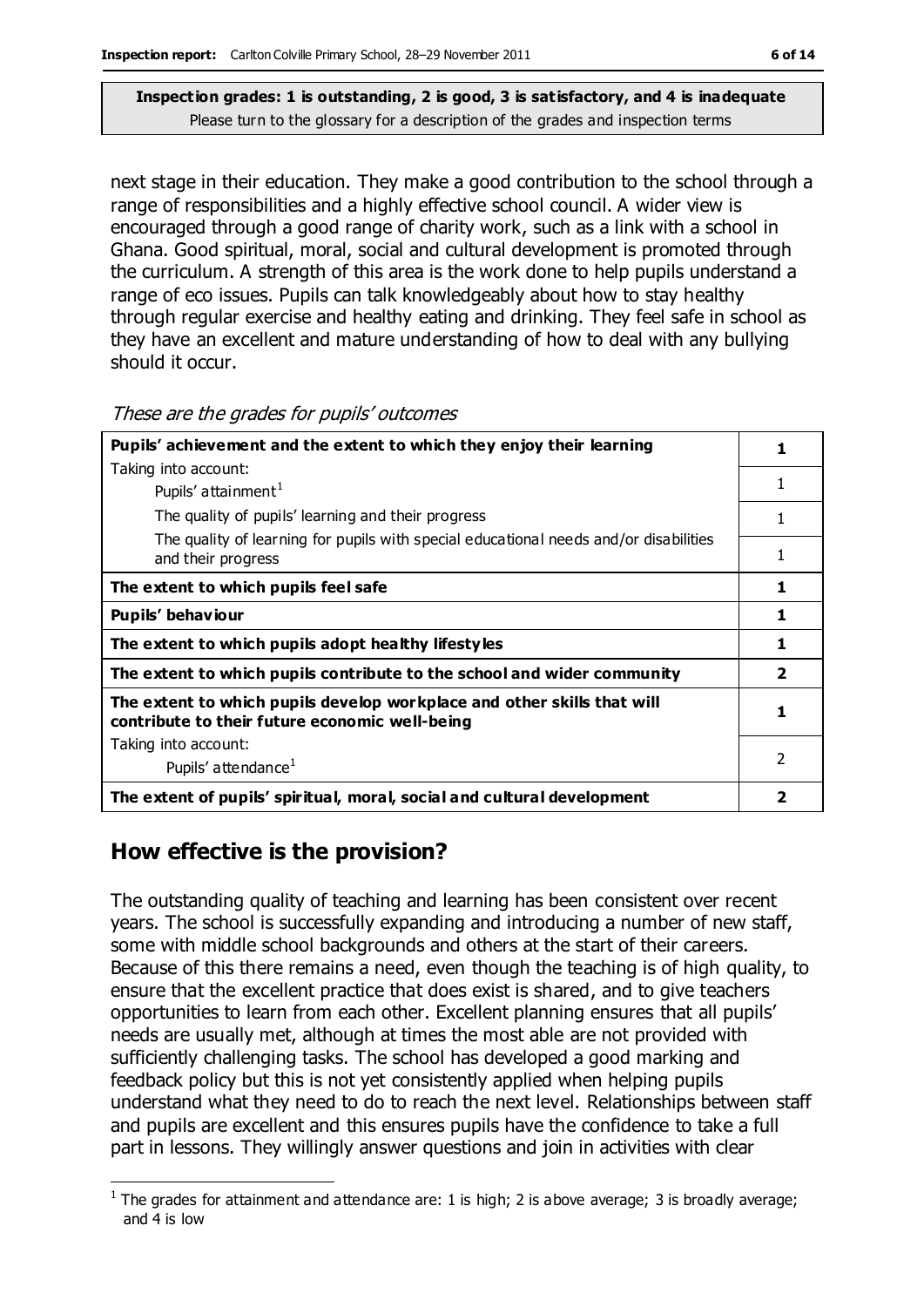**Inspection grades: 1 is outstanding, 2 is good, 3 is satisfactory, and 4 is inadequate**
Please turn to the glossary for a description of the grades and inspection terms

next stage in their education. They make a good contribution to the school through a range of responsibilities and a highly effective school council. A wider view is encouraged through a good range of charity work, such as a link with a school in Ghana. Good spiritual, moral, social and cultural development is promoted through the curriculum. A strength of this area is the work done to help pupils understand a range of eco issues. Pupils can talk knowledgeably about how to stay healthy through regular exercise and healthy eating and drinking. They feel safe in school as they have an excellent and mature understanding of how to deal with any bullying should it occur.

*These are the grades for pupils' outcomes*

| | |
|---|---|
| **Pupils' achievement and the extent to which they enjoy their learning** | **1** |
| Taking into account: Pupils' attainment[1] | 1 |
| The quality of pupils' learning and their progress | 1 |
| The quality of learning for pupils with special educational needs and/or disabilities and their progress | 1 |
| **The extent to which pupils feel safe** | **1** |
| **Pupils' behaviour** | **1** |
| **The extent to which pupils adopt healthy lifestyles** | **1** |
| **The extent to which pupils contribute to the school and wider community** | **2** |
| **The extent to which pupils develop workplace and other skills that will contribute to their future economic well-being** | **1** |
| Taking into account: Pupils' attendance[1] | 2 |
| **The extent of pupils' spiritual, moral, social and cultural development** | **2** |

## How effective is the provision?

The outstanding quality of teaching and learning has been consistent over recent years. The school is successfully expanding and introducing a number of new staff, some with middle school backgrounds and others at the start of their careers. Because of this there remains a need, even though the teaching is of high quality, to ensure that the excellent practice that does exist is shared, and to give teachers opportunities to learn from each other. Excellent planning ensures that all pupils' needs are usually met, although at times the most able are not provided with sufficiently challenging tasks. The school has developed a good marking and feedback policy but this is not yet consistently applied when helping pupils understand what they need to do to reach the next level. Relationships between staff and pupils are excellent and this ensures pupils have the confidence to take a full part in lessons. They willingly answer questions and join in activities with clear

[1] The grades for attainment and attendance are: 1 is high; 2 is above average; 3 is broadly average; and 4 is low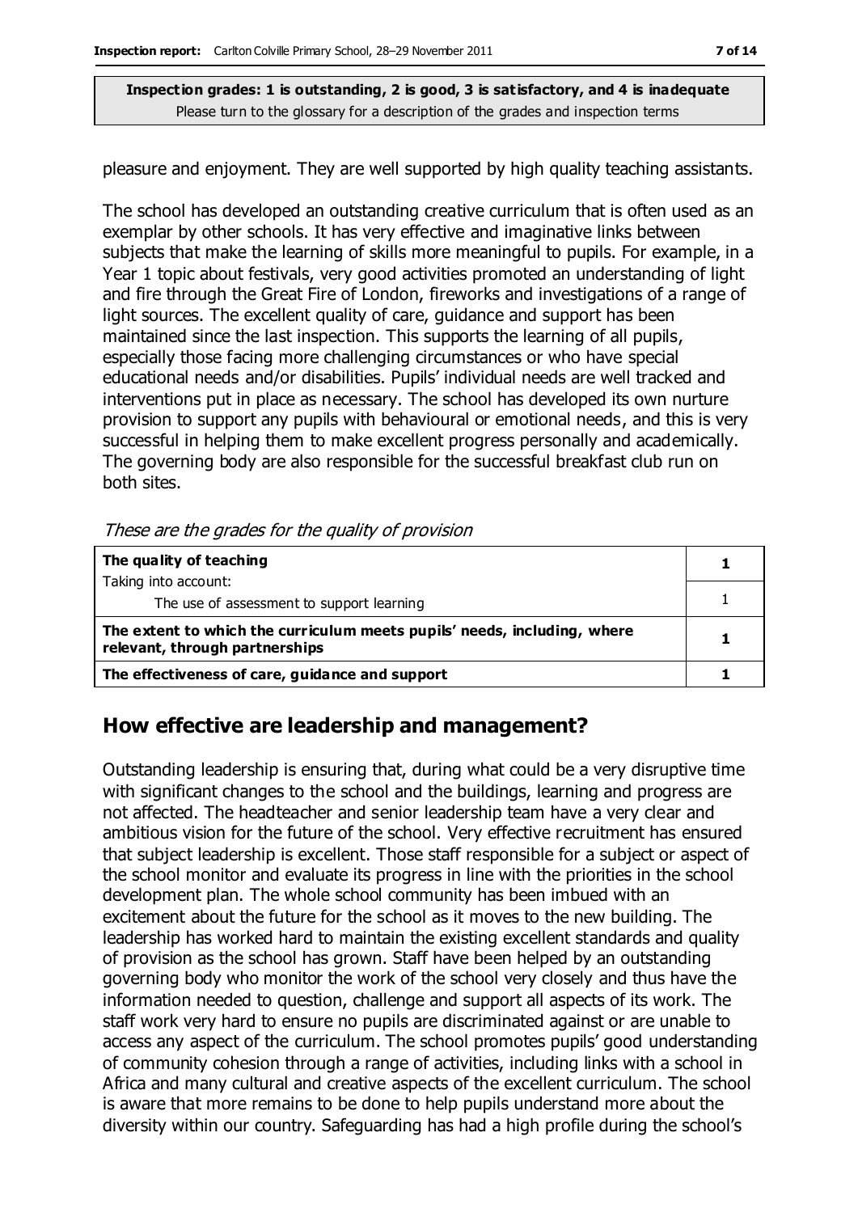**Inspection grades: 1 is outstanding, 2 is good, 3 is satisfactory, and 4 is inadequate**
Please turn to the glossary for a description of the grades and inspection terms

pleasure and enjoyment. They are well supported by high quality teaching assistants.

The school has developed an outstanding creative curriculum that is often used as an exemplar by other schools. It has very effective and imaginative links between subjects that make the learning of skills more meaningful to pupils. For example, in a Year 1 topic about festivals, very good activities promoted an understanding of light and fire through the Great Fire of London, fireworks and investigations of a range of light sources. The excellent quality of care, guidance and support has been maintained since the last inspection. This supports the learning of all pupils, especially those facing more challenging circumstances or who have special educational needs and/or disabilities. Pupils' individual needs are well tracked and interventions put in place as necessary. The school has developed its own nurture provision to support any pupils with behavioural or emotional needs, and this is very successful in helping them to make excellent progress personally and academically. The governing body are also responsible for the successful breakfast club run on both sites.

*These are the grades for the quality of provision*

| | |
|---|---|
| **The quality of teaching**<br>Taking into account: | **1** |
| The use of assessment to support learning | 1 |
| **The extent to which the curriculum meets pupils' needs, including, where relevant, through partnerships** | **1** |
| **The effectiveness of care, guidance and support** | **1** |

## How effective are leadership and management?

Outstanding leadership is ensuring that, during what could be a very disruptive time with significant changes to the school and the buildings, learning and progress are not affected. The headteacher and senior leadership team have a very clear and ambitious vision for the future of the school. Very effective recruitment has ensured that subject leadership is excellent. Those staff responsible for a subject or aspect of the school monitor and evaluate its progress in line with the priorities in the school development plan. The whole school community has been imbued with an excitement about the future for the school as it moves to the new building. The leadership has worked hard to maintain the existing excellent standards and quality of provision as the school has grown. Staff have been helped by an outstanding governing body who monitor the work of the school very closely and thus have the information needed to question, challenge and support all aspects of its work. The staff work very hard to ensure no pupils are discriminated against or are unable to access any aspect of the curriculum. The school promotes pupils' good understanding of community cohesion through a range of activities, including links with a school in Africa and many cultural and creative aspects of the excellent curriculum. The school is aware that more remains to be done to help pupils understand more about the diversity within our country. Safeguarding has had a high profile during the school's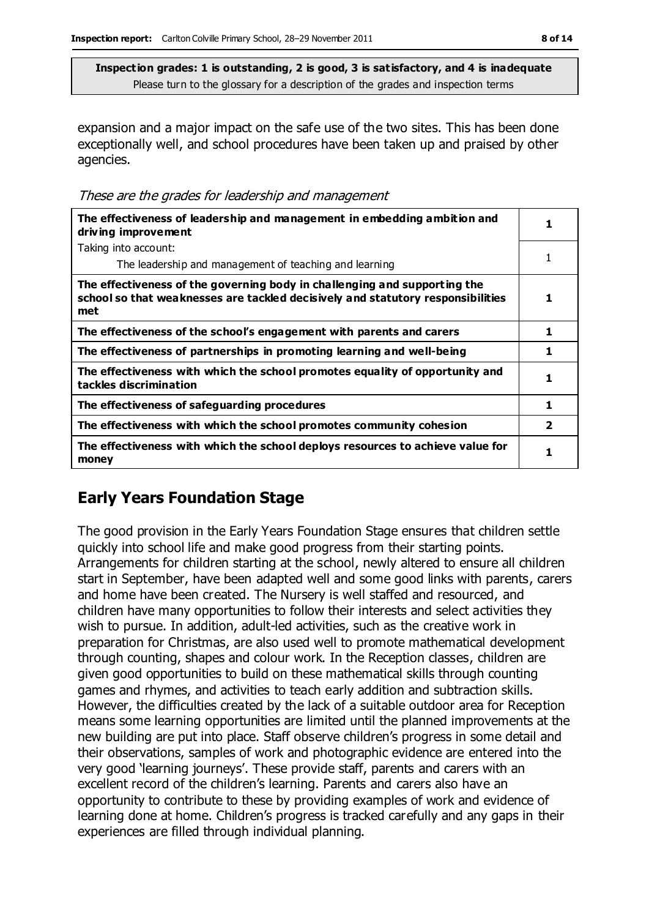**Inspection grades: 1 is outstanding, 2 is good, 3 is satisfactory, and 4 is inadequate**
Please turn to the glossary for a description of the grades and inspection terms

expansion and a major impact on the safe use of the two sites. This has been done exceptionally well, and school procedures have been taken up and praised by other agencies.

*These are the grades for leadership and management*

| | |
|---|---|
| **The effectiveness of leadership and management in embedding ambition and driving improvement** | **1** |
| Taking into account:<br>The leadership and management of teaching and learning | 1 |
| **The effectiveness of the governing body in challenging and supporting the school so that weaknesses are tackled decisively and statutory responsibilities met** | **1** |
| **The effectiveness of the school's engagement with parents and carers** | **1** |
| **The effectiveness of partnerships in promoting learning and well-being** | **1** |
| **The effectiveness with which the school promotes equality of opportunity and tackles discrimination** | **1** |
| **The effectiveness of safeguarding procedures** | **1** |
| **The effectiveness with which the school promotes community cohesion** | **2** |
| **The effectiveness with which the school deploys resources to achieve value for money** | **1** |

## Early Years Foundation Stage

The good provision in the Early Years Foundation Stage ensures that children settle quickly into school life and make good progress from their starting points. Arrangements for children starting at the school, newly altered to ensure all children start in September, have been adapted well and some good links with parents, carers and home have been created. The Nursery is well staffed and resourced, and children have many opportunities to follow their interests and select activities they wish to pursue. In addition, adult-led activities, such as the creative work in preparation for Christmas, are also used well to promote mathematical development through counting, shapes and colour work. In the Reception classes, children are given good opportunities to build on these mathematical skills through counting games and rhymes, and activities to teach early addition and subtraction skills. However, the difficulties created by the lack of a suitable outdoor area for Reception means some learning opportunities are limited until the planned improvements at the new building are put into place. Staff observe children's progress in some detail and their observations, samples of work and photographic evidence are entered into the very good 'learning journeys'. These provide staff, parents and carers with an excellent record of the children's learning. Parents and carers also have an opportunity to contribute to these by providing examples of work and evidence of learning done at home. Children's progress is tracked carefully and any gaps in their experiences are filled through individual planning.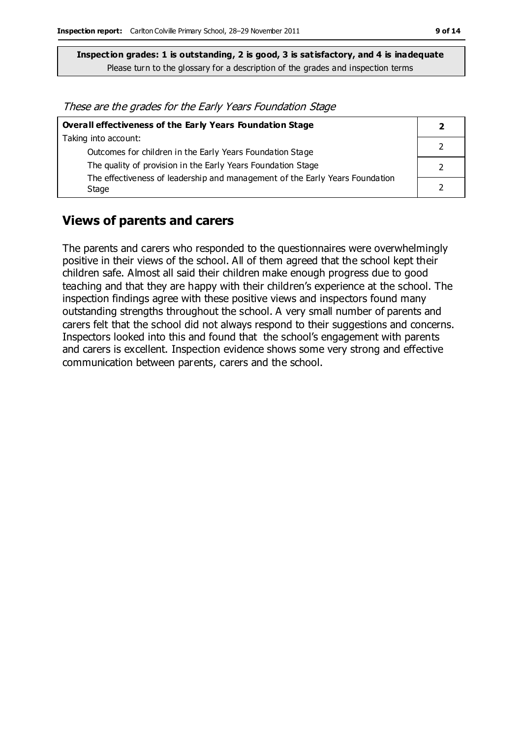**Inspection grades: 1 is outstanding, 2 is good, 3 is satisfactory, and 4 is inadequate**
Please turn to the glossary for a description of the grades and inspection terms

*These are the grades for the Early Years Foundation Stage*

| **Overall effectiveness of the Early Years Foundation Stage** | **2** |
|---|---|
| Taking into account: | |
| Outcomes for children in the Early Years Foundation Stage | 2 |
| The quality of provision in the Early Years Foundation Stage | 2 |
| The effectiveness of leadership and management of the Early Years Foundation Stage | 2 |

## Views of parents and carers

The parents and carers who responded to the questionnaires were overwhelmingly positive in their views of the school. All of them agreed that the school kept their children safe. Almost all said their children make enough progress due to good teaching and that they are happy with their children's experience at the school. The inspection findings agree with these positive views and inspectors found many outstanding strengths throughout the school. A very small number of parents and carers felt that the school did not always respond to their suggestions and concerns. Inspectors looked into this and found that the school's engagement with parents and carers is excellent. Inspection evidence shows some very strong and effective communication between parents, carers and the school.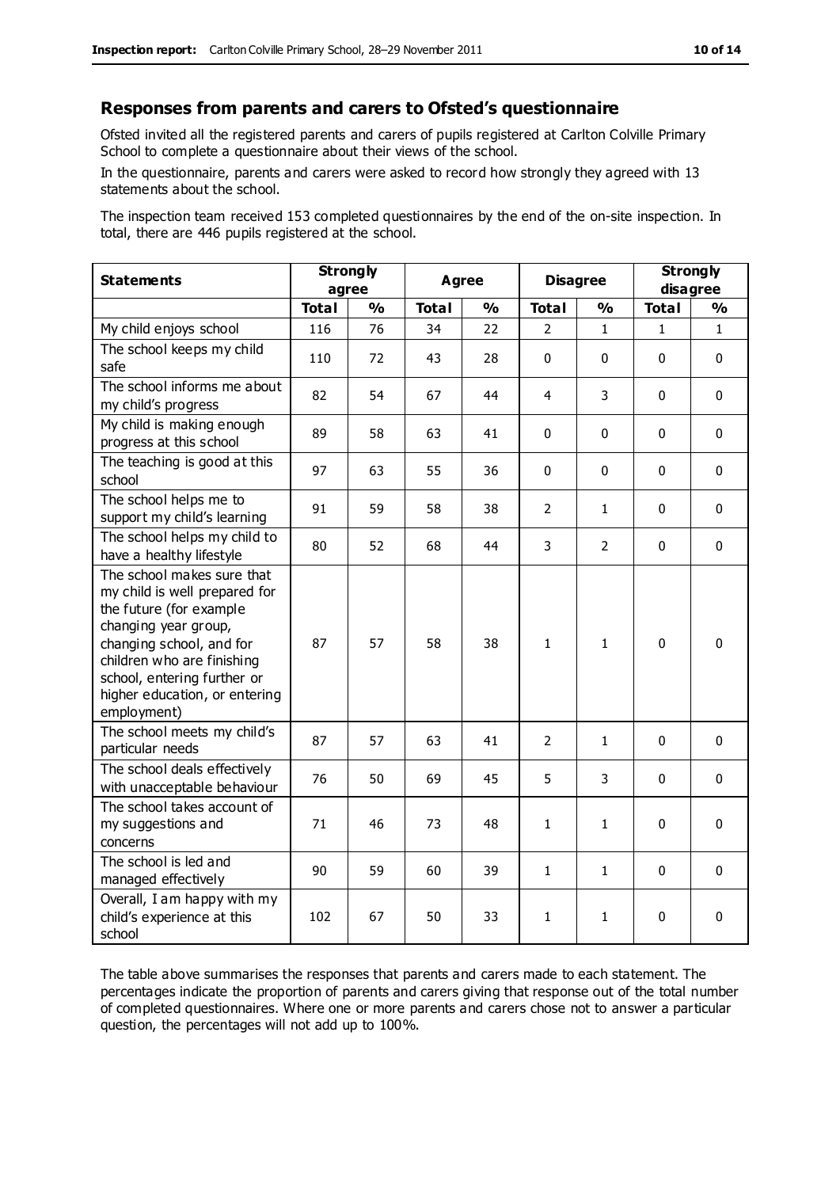## Responses from parents and carers to Ofsted's questionnaire

Ofsted invited all the registered parents and carers of pupils registered at Carlton Colville Primary School to complete a questionnaire about their views of the school.

In the questionnaire, parents and carers were asked to record how strongly they agreed with 13 statements about the school.

The inspection team received 153 completed questionnaires by the end of the on-site inspection. In total, there are 446 pupils registered at the school.

| Statements | Strongly agree | | Agree | | Disagree | | Strongly disagree | |
|---|---|---|---|---|---|---|---|---|
| | Total | % | Total | % | Total | % | Total | % |
| My child enjoys school | 116 | 76 | 34 | 22 | 2 | 1 | 1 | 1 |
| The school keeps my child safe | 110 | 72 | 43 | 28 | 0 | 0 | 0 | 0 |
| The school informs me about my child's progress | 82 | 54 | 67 | 44 | 4 | 3 | 0 | 0 |
| My child is making enough progress at this school | 89 | 58 | 63 | 41 | 0 | 0 | 0 | 0 |
| The teaching is good at this school | 97 | 63 | 55 | 36 | 0 | 0 | 0 | 0 |
| The school helps me to support my child's learning | 91 | 59 | 58 | 38 | 2 | 1 | 0 | 0 |
| The school helps my child to have a healthy lifestyle | 80 | 52 | 68 | 44 | 3 | 2 | 0 | 0 |
| The school makes sure that my child is well prepared for the future (for example changing year group, changing school, and for children who are finishing school, entering further or higher education, or entering employment) | 87 | 57 | 58 | 38 | 1 | 1 | 0 | 0 |
| The school meets my child's particular needs | 87 | 57 | 63 | 41 | 2 | 1 | 0 | 0 |
| The school deals effectively with unacceptable behaviour | 76 | 50 | 69 | 45 | 5 | 3 | 0 | 0 |
| The school takes account of my suggestions and concerns | 71 | 46 | 73 | 48 | 1 | 1 | 0 | 0 |
| The school is led and managed effectively | 90 | 59 | 60 | 39 | 1 | 1 | 0 | 0 |
| Overall, I am happy with my child's experience at this school | 102 | 67 | 50 | 33 | 1 | 1 | 0 | 0 |

The table above summarises the responses that parents and carers made to each statement. The percentages indicate the proportion of parents and carers giving that response out of the total number of completed questionnaires. Where one or more parents and carers chose not to answer a particular question, the percentages will not add up to 100%.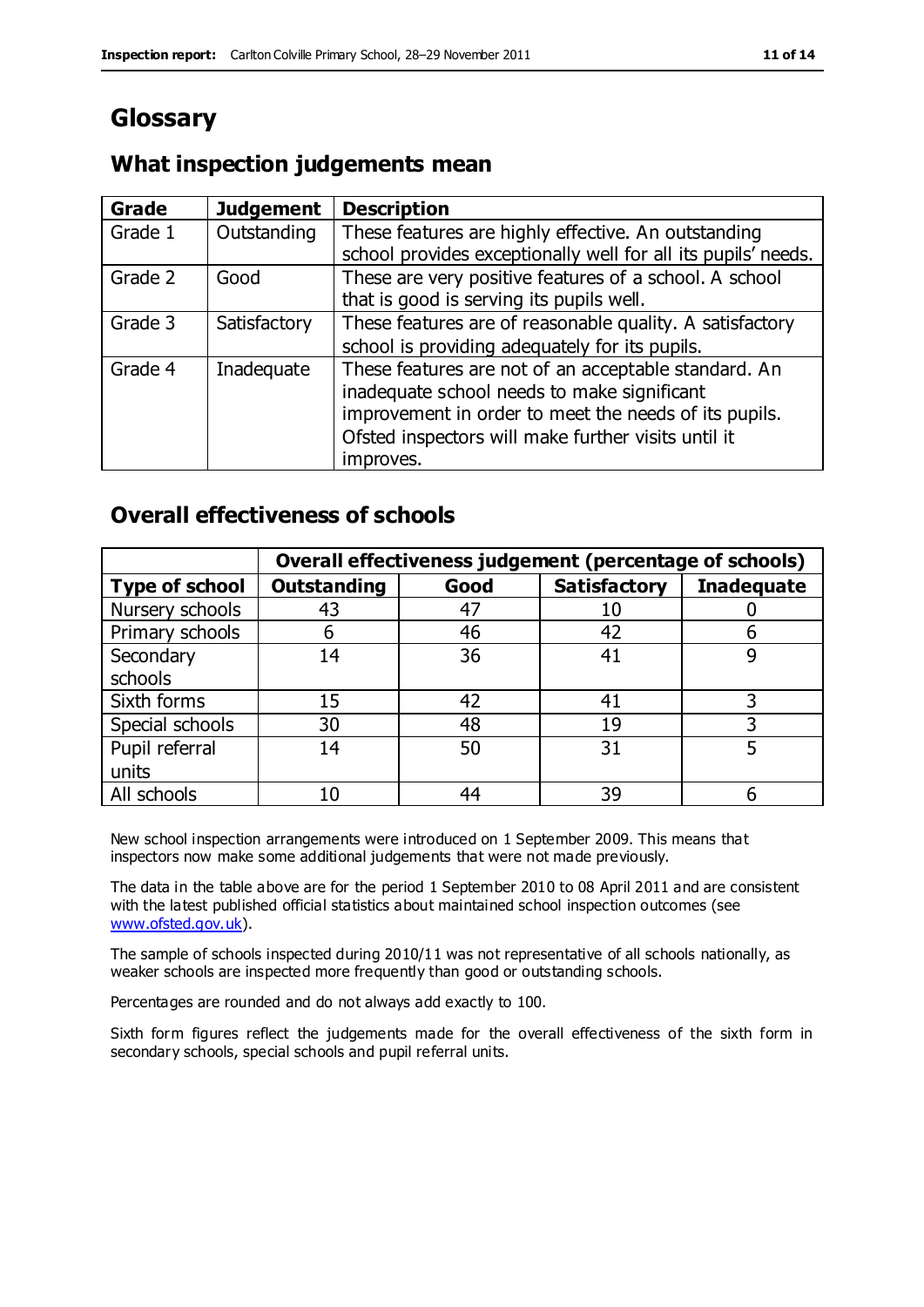# Glossary

## What inspection judgements mean

| Grade | Judgement | Description |
| --- | --- | --- |
| Grade 1 | Outstanding | These features are highly effective. An outstanding school provides exceptionally well for all its pupils' needs. |
| Grade 2 | Good | These are very positive features of a school. A school that is good is serving its pupils well. |
| Grade 3 | Satisfactory | These features are of reasonable quality. A satisfactory school is providing adequately for its pupils. |
| Grade 4 | Inadequate | These features are not of an acceptable standard. An inadequate school needs to make significant improvement in order to meet the needs of its pupils. Ofsted inspectors will make further visits until it improves. |

## Overall effectiveness of schools

| | Overall effectiveness judgement (percentage of schools) | | | |
| --- | --- | --- | --- | --- |
| **Type of school** | **Outstanding** | **Good** | **Satisfactory** | **Inadequate** |
| Nursery schools | 43 | 47 | 10 | 0 |
| Primary schools | 6 | 46 | 42 | 6 |
| Secondary schools | 14 | 36 | 41 | 9 |
| Sixth forms | 15 | 42 | 41 | 3 |
| Special schools | 30 | 48 | 19 | 3 |
| Pupil referral units | 14 | 50 | 31 | 5 |
| All schools | 10 | 44 | 39 | 6 |

New school inspection arrangements were introduced on 1 September 2009. This means that inspectors now make some additional judgements that were not made previously.

The data in the table above are for the period 1 September 2010 to 08 April 2011 and are consistent with the latest published official statistics about maintained school inspection outcomes (see www.ofsted.gov.uk).

The sample of schools inspected during 2010/11 was not representative of all schools nationally, as weaker schools are inspected more frequently than good or outstanding schools.

Percentages are rounded and do not always add exactly to 100.

Sixth form figures reflect the judgements made for the overall effectiveness of the sixth form in secondary schools, special schools and pupil referral units.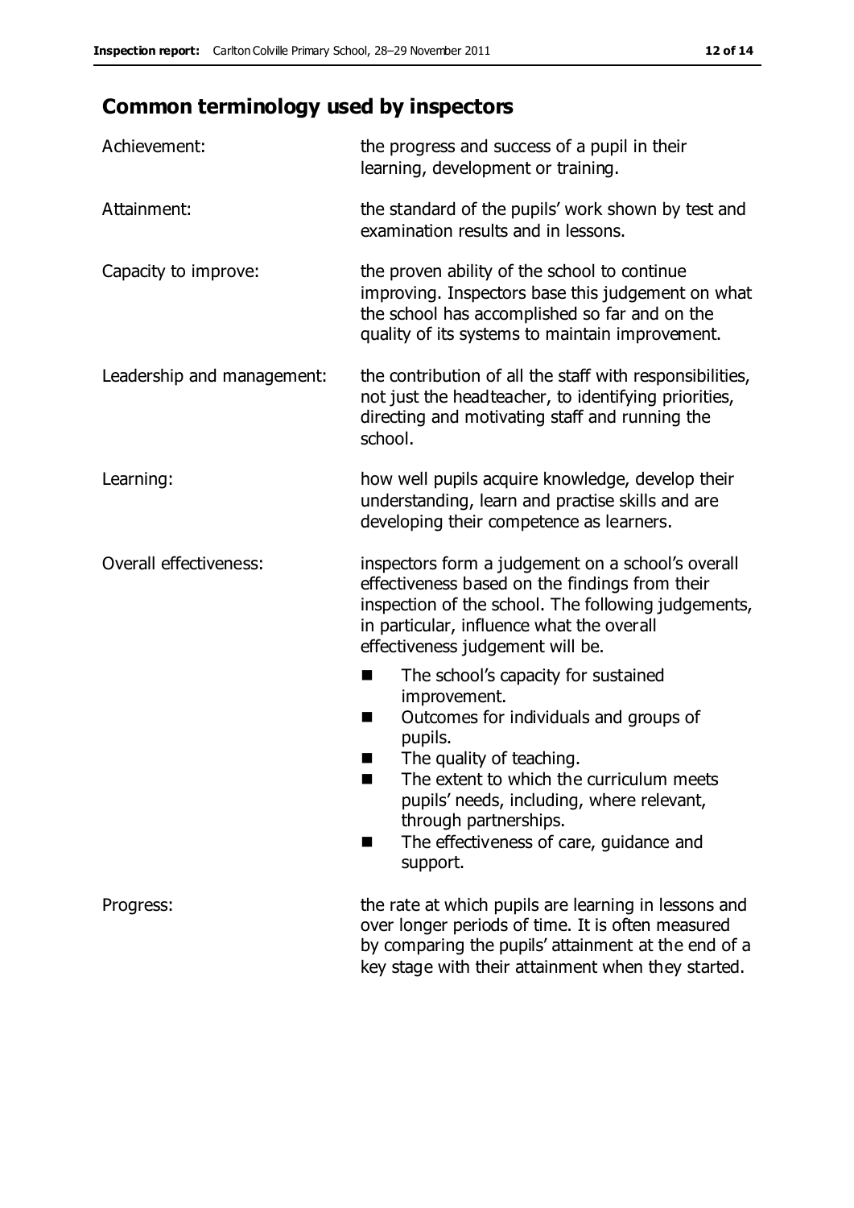## Common terminology used by inspectors

| | |
|---|---|
| Achievement: | the progress and success of a pupil in their learning, development or training. |
| Attainment: | the standard of the pupils' work shown by test and examination results and in lessons. |
| Capacity to improve: | the proven ability of the school to continue improving. Inspectors base this judgement on what the school has accomplished so far and on the quality of its systems to maintain improvement. |
| Leadership and management: | the contribution of all the staff with responsibilities, not just the headteacher, to identifying priorities, directing and motivating staff and running the school. |
| Learning: | how well pupils acquire knowledge, develop their understanding, learn and practise skills and are developing their competence as learners. |
| Overall effectiveness: | inspectors form a judgement on a school's overall effectiveness based on the findings from their inspection of the school. The following judgements, in particular, influence what the overall effectiveness judgement will be.<br>■ The school's capacity for sustained improvement.<br>■ Outcomes for individuals and groups of pupils.<br>■ The quality of teaching.<br>■ The extent to which the curriculum meets pupils' needs, including, where relevant, through partnerships.<br>■ The effectiveness of care, guidance and support. |
| Progress: | the rate at which pupils are learning in lessons and over longer periods of time. It is often measured by comparing the pupils' attainment at the end of a key stage with their attainment when they started. |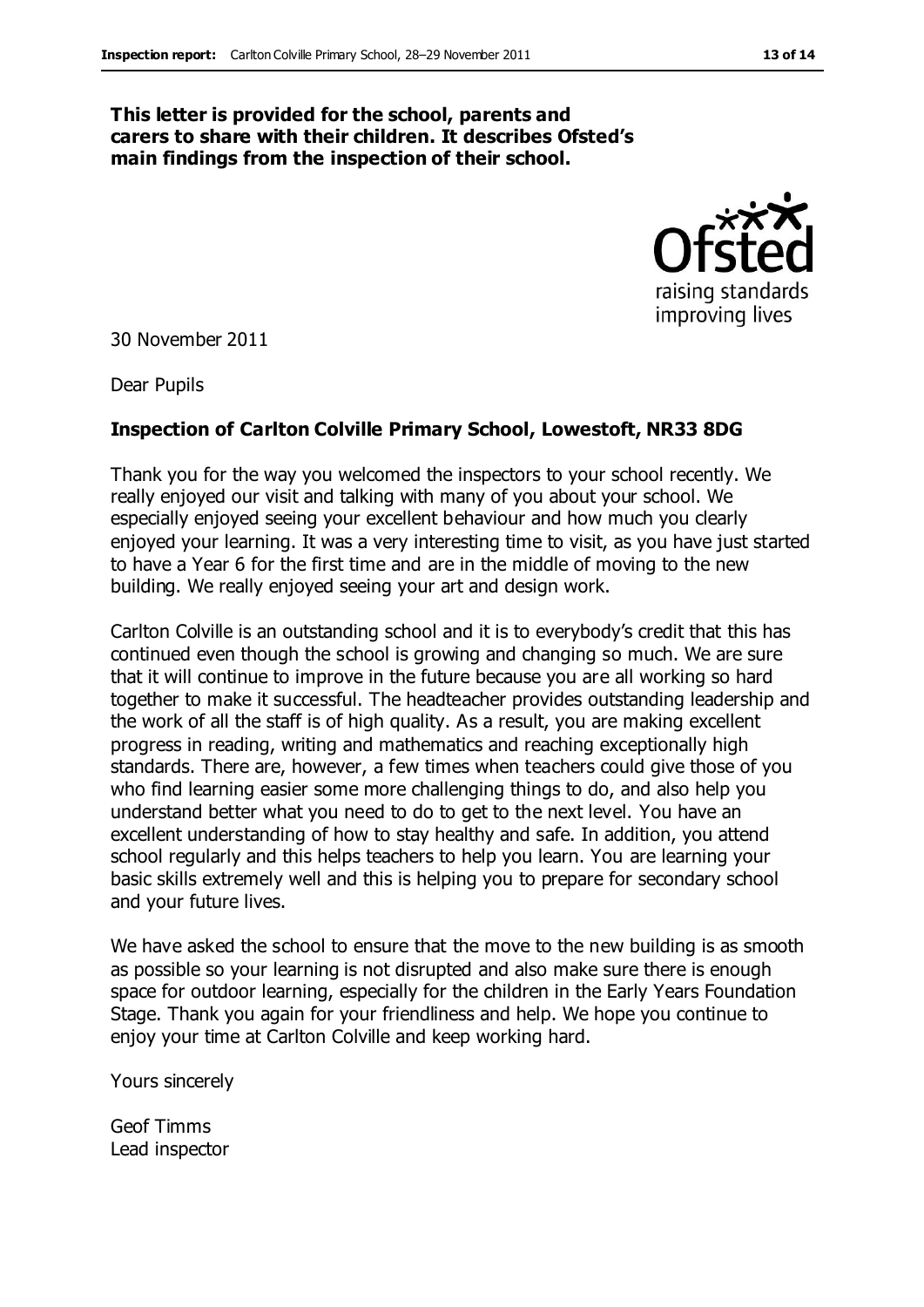**This letter is provided for the school, parents and carers to share with their children. It describes Ofsted's main findings from the inspection of their school.**

30 November 2011

Dear Pupils

**Inspection of Carlton Colville Primary School, Lowestoft, NR33 8DG**

Thank you for the way you welcomed the inspectors to your school recently. We really enjoyed our visit and talking with many of you about your school. We especially enjoyed seeing your excellent behaviour and how much you clearly enjoyed your learning. It was a very interesting time to visit, as you have just started to have a Year 6 for the first time and are in the middle of moving to the new building. We really enjoyed seeing your art and design work.

Carlton Colville is an outstanding school and it is to everybody's credit that this has continued even though the school is growing and changing so much. We are sure that it will continue to improve in the future because you are all working so hard together to make it successful. The headteacher provides outstanding leadership and the work of all the staff is of high quality. As a result, you are making excellent progress in reading, writing and mathematics and reaching exceptionally high standards. There are, however, a few times when teachers could give those of you who find learning easier some more challenging things to do, and also help you understand better what you need to do to get to the next level. You have an excellent understanding of how to stay healthy and safe. In addition, you attend school regularly and this helps teachers to help you learn. You are learning your basic skills extremely well and this is helping you to prepare for secondary school and your future lives.

We have asked the school to ensure that the move to the new building is as smooth as possible so your learning is not disrupted and also make sure there is enough space for outdoor learning, especially for the children in the Early Years Foundation Stage. Thank you again for your friendliness and help. We hope you continue to enjoy your time at Carlton Colville and keep working hard.

Yours sincerely

Geof Timms
Lead inspector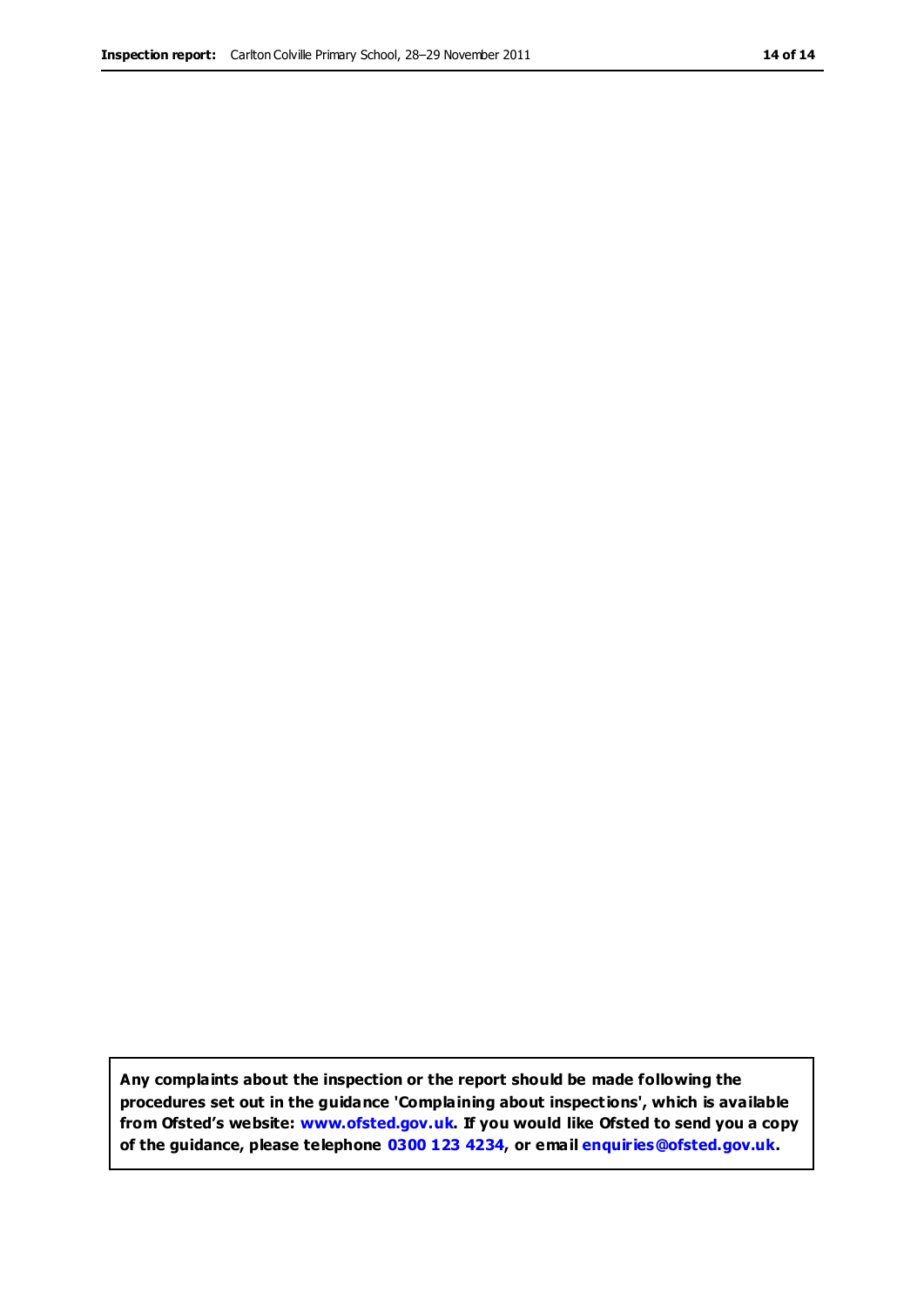**Any complaints about the inspection or the report should be made following the procedures set out in the guidance 'Complaining about inspections', which is available from Ofsted's website: www.ofsted.gov.uk. If you would like Ofsted to send you a copy of the guidance, please telephone 0300 123 4234, or email enquiries@ofsted.gov.uk.**